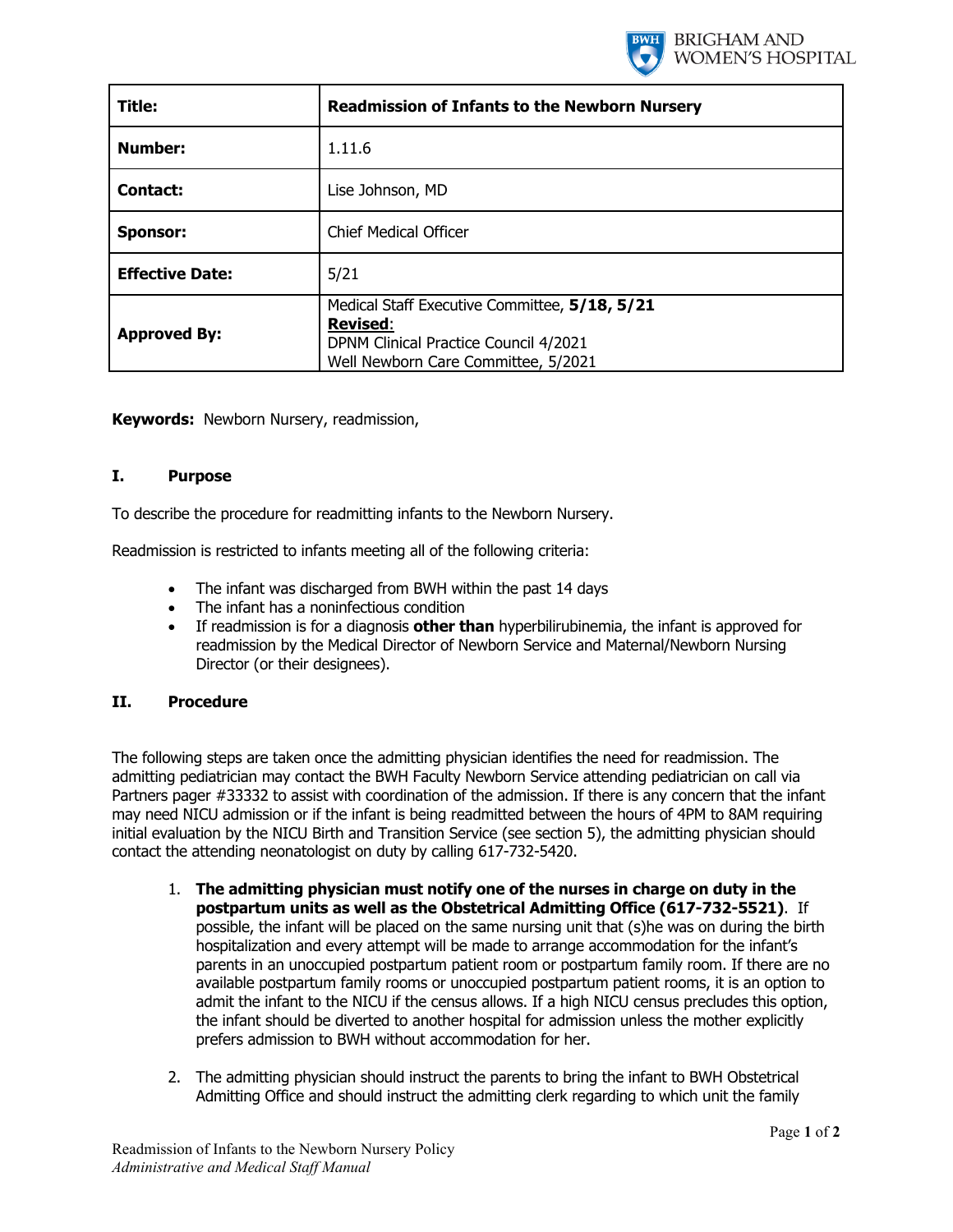| Title: | Readmission of Infants to the Newborn Nursery |
|---|---|
| Number: | 1.11.6 |
| Contact: | Lise Johnson, MD |
| Sponsor: | Chief Medical Officer |
| Effective Date: | 5/21 |
| Approved By: | Medical Staff Executive Committee, **5/18, 5/21**<br>**Revised**:<br>DPNM Clinical Practice Council 4/2021<br>Well Newborn Care Committee, 5/2021 |

**Keywords:** Newborn Nursery, readmission,

## I. Purpose

To describe the procedure for readmitting infants to the Newborn Nursery.

Readmission is restricted to infants meeting all of the following criteria:

- The infant was discharged from BWH within the past 14 days
- The infant has a noninfectious condition
- If readmission is for a diagnosis **other than** hyperbilirubinemia, the infant is approved for readmission by the Medical Director of Newborn Service and Maternal/Newborn Nursing Director (or their designees).

## II. Procedure

The following steps are taken once the admitting physician identifies the need for readmission. The admitting pediatrician may contact the BWH Faculty Newborn Service attending pediatrician on call via Partners pager #33332 to assist with coordination of the admission. If there is any concern that the infant may need NICU admission or if the infant is being readmitted between the hours of 4PM to 8AM requiring initial evaluation by the NICU Birth and Transition Service (see section 5), the admitting physician should contact the attending neonatologist on duty by calling 617-732-5420.

1. **The admitting physician must notify one of the nurses in charge on duty in the postpartum units as well as the Obstetrical Admitting Office (617-732-5521)**. If possible, the infant will be placed on the same nursing unit that (s)he was on during the birth hospitalization and every attempt will be made to arrange accommodation for the infant's parents in an unoccupied postpartum patient room or postpartum family room. If there are no available postpartum family rooms or unoccupied postpartum patient rooms, it is an option to admit the infant to the NICU if the census allows. If a high NICU census precludes this option, the infant should be diverted to another hospital for admission unless the mother explicitly prefers admission to BWH without accommodation for her.

2. The admitting physician should instruct the parents to bring the infant to BWH Obstetrical Admitting Office and should instruct the admitting clerk regarding to which unit the family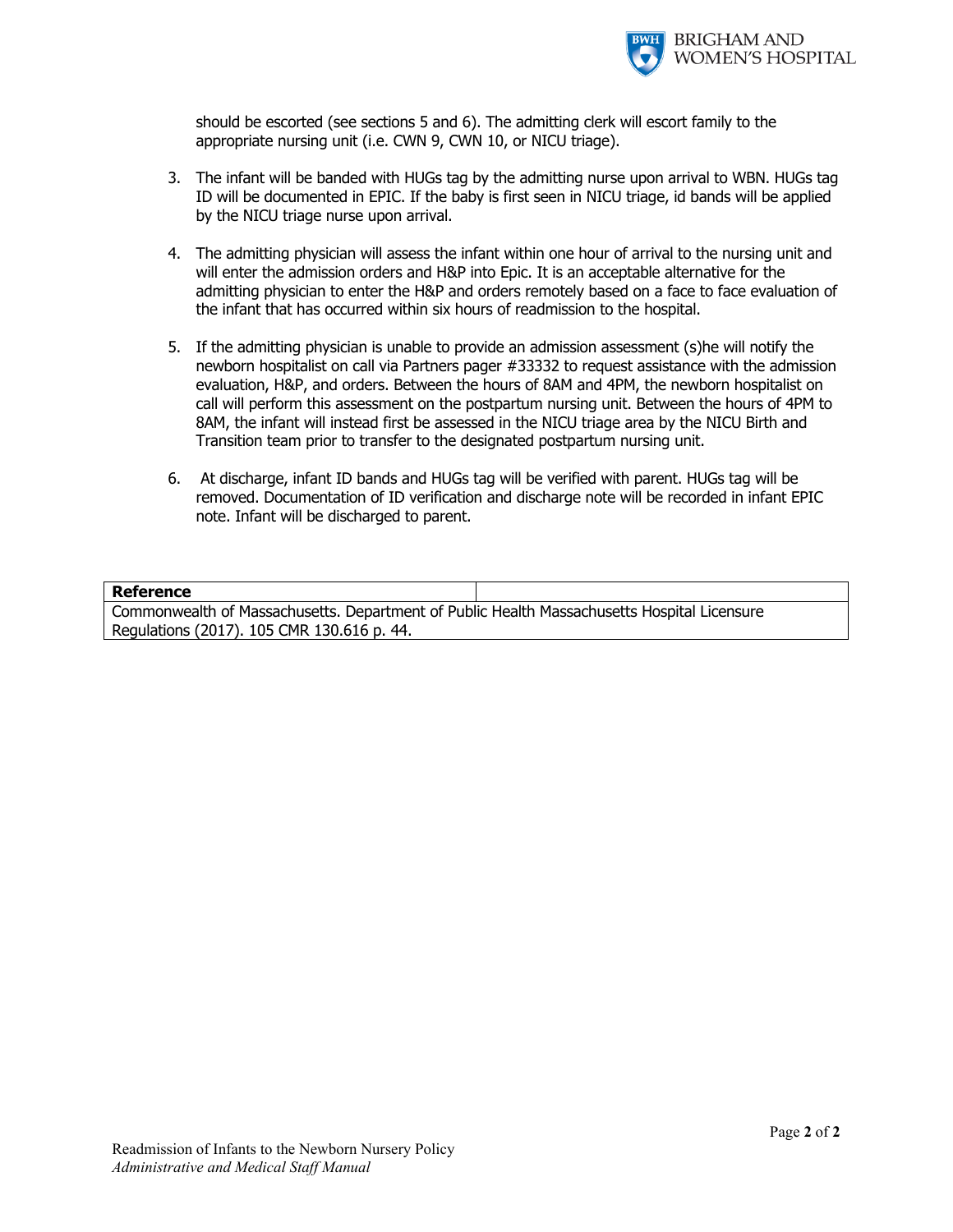should be escorted (see sections 5 and 6). The admitting clerk will escort family to the appropriate nursing unit (i.e. CWN 9, CWN 10, or NICU triage).

3. The infant will be banded with HUGs tag by the admitting nurse upon arrival to WBN. HUGs tag ID will be documented in EPIC. If the baby is first seen in NICU triage, id bands will be applied by the NICU triage nurse upon arrival.

4. The admitting physician will assess the infant within one hour of arrival to the nursing unit and will enter the admission orders and H&P into Epic. It is an acceptable alternative for the admitting physician to enter the H&P and orders remotely based on a face to face evaluation of the infant that has occurred within six hours of readmission to the hospital.

5. If the admitting physician is unable to provide an admission assessment (s)he will notify the newborn hospitalist on call via Partners pager #33332 to request assistance with the admission evaluation, H&P, and orders. Between the hours of 8AM and 4PM, the newborn hospitalist on call will perform this assessment on the postpartum nursing unit. Between the hours of 4PM to 8AM, the infant will instead first be assessed in the NICU triage area by the NICU Birth and Transition team prior to transfer to the designated postpartum nursing unit.

6. At discharge, infant ID bands and HUGs tag will be verified with parent. HUGs tag will be removed. Documentation of ID verification and discharge note will be recorded in infant EPIC note. Infant will be discharged to parent.

| **Reference** | |
|---|---|
| Commonwealth of Massachusetts. Department of Public Health Massachusetts Hospital Licensure Regulations (2017). 105 CMR 130.616 p. 44. | |